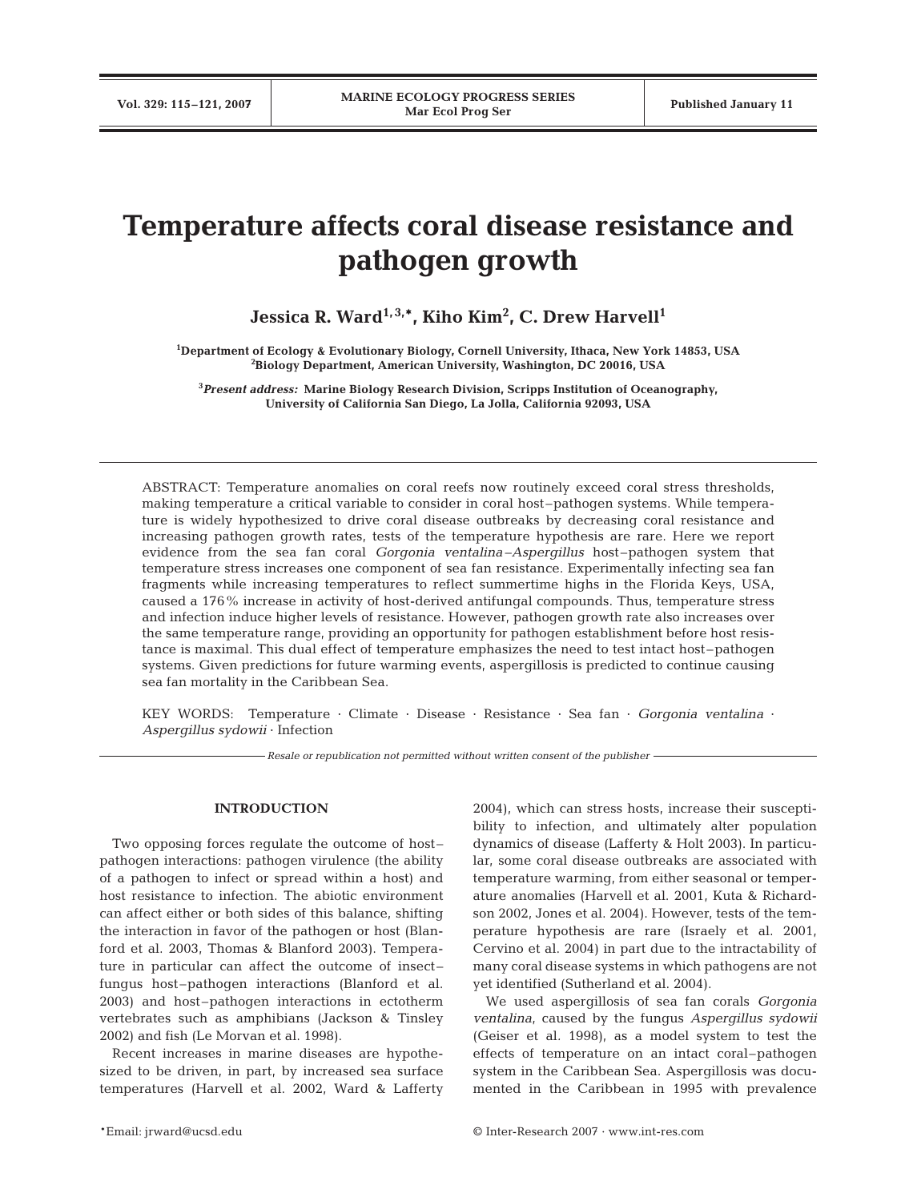# Temperature affects coral disease resistance and pathogen growth

**Jessica R. Ward[1,3,*], Kiho Kim[2], C. Drew Harvell[1]**

[1]Department of Ecology & Evolutionary Biology, Cornell University, Ithaca, New York 14853, USA
[2]Biology Department, American University, Washington, DC 20016, USA

[3]*Present address:* Marine Biology Research Division, Scripps Institution of Oceanography, University of California San Diego, La Jolla, California 92093, USA

ABSTRACT: Temperature anomalies on coral reefs now routinely exceed coral stress thresholds, making temperature a critical variable to consider in coral host–pathogen systems. While temperature is widely hypothesized to drive coral disease outbreaks by decreasing coral resistance and increasing pathogen growth rates, tests of the temperature hypothesis are rare. Here we report evidence from the sea fan coral *Gorgonia ventalina*–*Aspergillus* host–pathogen system that temperature stress increases one component of sea fan resistance. Experimentally infecting sea fan fragments while increasing temperatures to reflect summertime highs in the Florida Keys, USA, caused a 176% increase in activity of host-derived antifungal compounds. Thus, temperature stress and infection induce higher levels of resistance. However, pathogen growth rate also increases over the same temperature range, providing an opportunity for pathogen establishment before host resistance is maximal. This dual effect of temperature emphasizes the need to test intact host–pathogen systems. Given predictions for future warming events, aspergillosis is predicted to continue causing sea fan mortality in the Caribbean Sea.

KEY WORDS: Temperature · Climate · Disease · Resistance · Sea fan · *Gorgonia ventalina* · *Aspergillus sydowii* · Infection

*Resale or republication not permitted without written consent of the publisher*

## INTRODUCTION

Two opposing forces regulate the outcome of host–pathogen interactions: pathogen virulence (the ability of a pathogen to infect or spread within a host) and host resistance to infection. The abiotic environment can affect either or both sides of this balance, shifting the interaction in favor of the pathogen or host (Blanford et al. 2003, Thomas & Blanford 2003). Temperature in particular can affect the outcome of insect–fungus host–pathogen interactions (Blanford et al. 2003) and host–pathogen interactions in ectotherm vertebrates such as amphibians (Jackson & Tinsley 2002) and fish (Le Morvan et al. 1998).

Recent increases in marine diseases are hypothesized to be driven, in part, by increased sea surface temperatures (Harvell et al. 2002, Ward & Lafferty 2004), which can stress hosts, increase their susceptibility to infection, and ultimately alter population dynamics of disease (Lafferty & Holt 2003). In particular, some coral disease outbreaks are associated with temperature warming, from either seasonal or temperature anomalies (Harvell et al. 2001, Kuta & Richardson 2002, Jones et al. 2004). However, tests of the temperature hypothesis are rare (Israely et al. 2001, Cervino et al. 2004) in part due to the intractability of many coral disease systems in which pathogens are not yet identified (Sutherland et al. 2004).

We used aspergillosis of sea fan corals *Gorgonia ventalina*, caused by the fungus *Aspergillus sydowii* (Geiser et al. 1998), as a model system to test the effects of temperature on an intact coral–pathogen system in the Caribbean Sea. Aspergillosis was documented in the Caribbean in 1995 with prevalence

*Email: jrward@ucsd.edu

© Inter-Research 2007 · www.int-res.com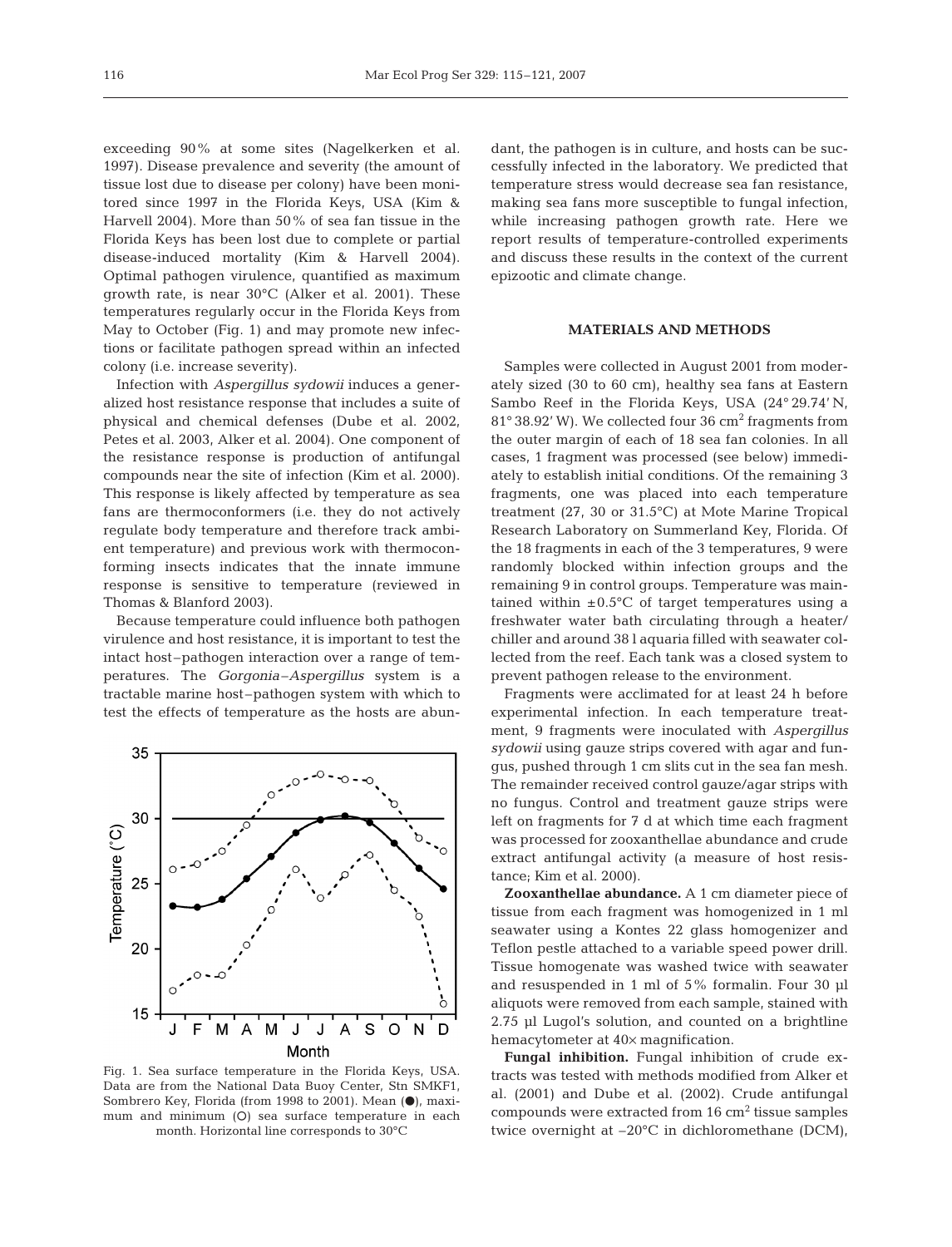exceeding 90% at some sites (Nagelkerken et al. 1997). Disease prevalence and severity (the amount of tissue lost due to disease per colony) have been monitored since 1997 in the Florida Keys, USA (Kim & Harvell 2004). More than 50% of sea fan tissue in the Florida Keys has been lost due to complete or partial disease-induced mortality (Kim & Harvell 2004). Optimal pathogen virulence, quantified as maximum growth rate, is near 30°C (Alker et al. 2001). These temperatures regularly occur in the Florida Keys from May to October (Fig. 1) and may promote new infections or facilitate pathogen spread within an infected colony (i.e. increase severity).

Infection with *Aspergillus sydowii* induces a generalized host resistance response that includes a suite of physical and chemical defenses (Dube et al. 2002, Petes et al. 2003, Alker et al. 2004). One component of the resistance response is production of antifungal compounds near the site of infection (Kim et al. 2000). This response is likely affected by temperature as sea fans are thermoconformers (i.e. they do not actively regulate body temperature and therefore track ambient temperature) and previous work with thermoconforming insects indicates that the innate immune response is sensitive to temperature (reviewed in Thomas & Blanford 2003).

Because temperature could influence both pathogen virulence and host resistance, it is important to test the intact host–pathogen interaction over a range of temperatures. The *Gorgonia*–*Aspergillus* system is a tractable marine host–pathogen system with which to test the effects of temperature as the hosts are abundant, the pathogen is in culture, and hosts can be successfully infected in the laboratory. We predicted that temperature stress would decrease sea fan resistance, making sea fans more susceptible to fungal infection, while increasing pathogen growth rate. Here we report results of temperature-controlled experiments and discuss these results in the context of the current epizootic and climate change.

Fig. 1. Sea surface temperature in the Florida Keys, USA. Data are from the National Data Buoy Center, Stn SMKF1, Sombrero Key, Florida (from 1998 to 2001). Mean (●), maximum and minimum (○) sea surface temperature in each month. Horizontal line corresponds to 30°C

## MATERIALS AND METHODS

Samples were collected in August 2001 from moderately sized (30 to 60 cm), healthy sea fans at Eastern Sambo Reef in the Florida Keys, USA (24° 29.74′ N, 81° 38.92′ W). We collected four 36 $cm^2$ fragments from the outer margin of each of 18 sea fan colonies. In all cases, 1 fragment was processed (see below) immediately to establish initial conditions. Of the remaining 3 fragments, one was placed into each temperature treatment (27, 30 or 31.5°C) at Mote Marine Tropical Research Laboratory on Summerland Key, Florida. Of the 18 fragments in each of the 3 temperatures, 9 were randomly blocked within infection groups and the remaining 9 in control groups. Temperature was maintained within ±0.5°C of target temperatures using a freshwater water bath circulating through a heater/chiller and around 38 l aquaria filled with seawater collected from the reef. Each tank was a closed system to prevent pathogen release to the environment.

Fragments were acclimated for at least 24 h before experimental infection. In each temperature treatment, 9 fragments were inoculated with *Aspergillus sydowii* using gauze strips covered with agar and fungus, pushed through 1 cm slits cut in the sea fan mesh. The remainder received control gauze/agar strips with no fungus. Control and treatment gauze strips were left on fragments for 7 d at which time each fragment was processed for zooxanthellae abundance and crude extract antifungal activity (a measure of host resistance; Kim et al. 2000).

**Zooxanthellae abundance.** A 1 cm diameter piece of tissue from each fragment was homogenized in 1 ml seawater using a Kontes 22 glass homogenizer and Teflon pestle attached to a variable speed power drill. Tissue homogenate was washed twice with seawater and resuspended in 1 ml of 5% formalin. Four 30 µl aliquots were removed from each sample, stained with 2.75 µl Lugol's solution, and counted on a brightline hemacytometer at 40× magnification.

**Fungal inhibition.** Fungal inhibition of crude extracts was tested with methods modified from Alker et al. (2001) and Dube et al. (2002). Crude antifungal compounds were extracted from 16 $cm^2$ tissue samples twice overnight at –20°C in dichloromethane (DCM),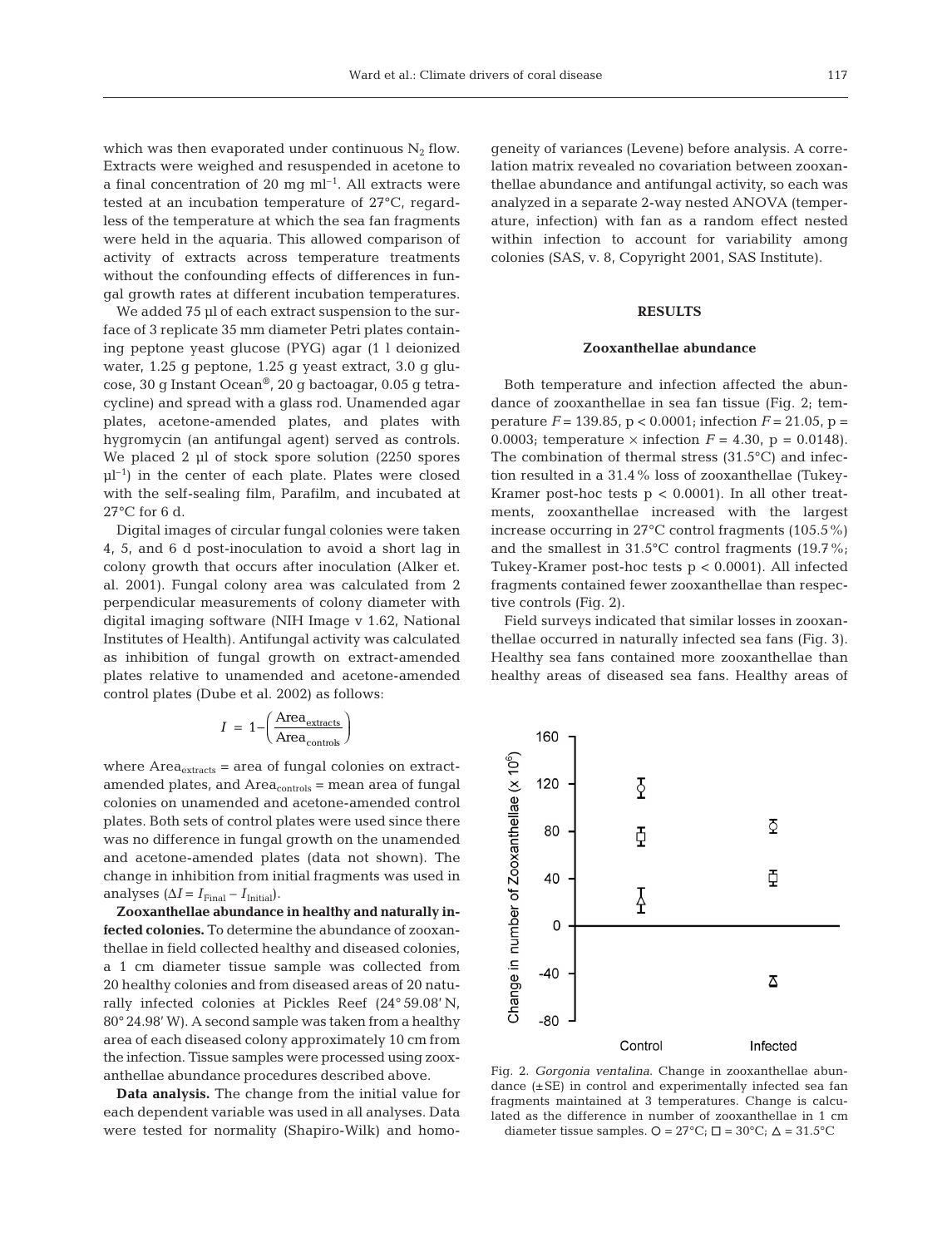which was then evaporated under continuous $N_2$ flow. Extracts were weighed and resuspended in acetone to a final concentration of 20 mg $ml^{-1}$. All extracts were tested at an incubation temperature of 27°C, regardless of the temperature at which the sea fan fragments were held in the aquaria. This allowed comparison of activity of extracts across temperature treatments without the confounding effects of differences in fungal growth rates at different incubation temperatures.

We added 75 µl of each extract suspension to the surface of 3 replicate 35 mm diameter Petri plates containing peptone yeast glucose (PYG) agar (1 l deionized water, 1.25 g peptone, 1.25 g yeast extract, 3.0 g glucose, 30 g Instant Ocean®, 20 g bactoagar, 0.05 g tetracycline) and spread with a glass rod. Unamended agar plates, acetone-amended plates, and plates with hygromycin (an antifungal agent) served as controls. We placed 2 µl of stock spore solution (2250 spores $\mu l^{-1}$) in the center of each plate. Plates were closed with the self-sealing film, Parafilm, and incubated at 27°C for 6 d.

Digital images of circular fungal colonies were taken 4, 5, and 6 d post-inoculation to avoid a short lag in colony growth that occurs after inoculation (Alker et. al. 2001). Fungal colony area was calculated from 2 perpendicular measurements of colony diameter with digital imaging software (NIH Image v 1.62, National Institutes of Health). Antifungal activity was calculated as inhibition of fungal growth on extract-amended plates relative to unamended and acetone-amended control plates (Dube et al. 2002) as follows:

$$I = 1 - \left( \frac{\text{Area}_{\text{extracts}}}{\text{Area}_{\text{controls}}} \right)$$

where $\text{Area}_{\text{extracts}}$ = area of fungal colonies on extract-amended plates, and $\text{Area}_{\text{controls}}$ = mean area of fungal colonies on unamended and acetone-amended control plates. Both sets of control plates were used since there was no difference in fungal growth on the unamended and acetone-amended plates (data not shown). The change in inhibition from initial fragments was used in analyses ($\Delta I = I_{\text{Final}} - I_{\text{Initial}}$).

**Zooxanthellae abundance in healthy and naturally infected colonies.** To determine the abundance of zooxanthellae in field collected healthy and diseased colonies, a 1 cm diameter tissue sample was collected from 20 healthy colonies and from diseased areas of 20 naturally infected colonies at Pickles Reef (24° 59.08' N, 80° 24.98' W). A second sample was taken from a healthy area of each diseased colony approximately 10 cm from the infection. Tissue samples were processed using zooxanthellae abundance procedures described above.

**Data analysis.** The change from the initial value for each dependent variable was used in all analyses. Data were tested for normality (Shapiro-Wilk) and homogeneity of variances (Levene) before analysis. A correlation matrix revealed no covariation between zooxanthellae abundance and antifungal activity, so each was analyzed in a separate 2-way nested ANOVA (temperature, infection) with fan as a random effect nested within infection to account for variability among colonies (SAS, v. 8, Copyright 2001, SAS Institute).

## RESULTS

### Zooxanthellae abundance

Both temperature and infection affected the abundance of zooxanthellae in sea fan tissue (Fig. 2; temperature $F = 139.85$, $p < 0.0001$; infection $F = 21.05$, $p = 0.0003$; temperature × infection $F = 4.30$, $p = 0.0148$). The combination of thermal stress (31.5°C) and infection resulted in a 31.4% loss of zooxanthellae (Tukey-Kramer post-hoc tests $p < 0.0001$). In all other treatments, zooxanthellae increased with the largest increase occurring in 27°C control fragments (105.5%) and the smallest in 31.5°C control fragments (19.7%; Tukey-Kramer post-hoc tests $p < 0.0001$). All infected fragments contained fewer zooxanthellae than respective controls (Fig. 2).

Field surveys indicated that similar losses in zooxanthellae occurred in naturally infected sea fans (Fig. 3). Healthy sea fans contained more zooxanthellae than healthy areas of diseased sea fans. Healthy areas of

Fig. 2. *Gorgonia ventalina*. Change in zooxanthellae abundance (±SE) in control and experimentally infected sea fan fragments maintained at 3 temperatures. Change is calculated as the difference in number of zooxanthellae in 1 cm diameter tissue samples. ○ = 27°C; □ = 30°C; △ = 31.5°C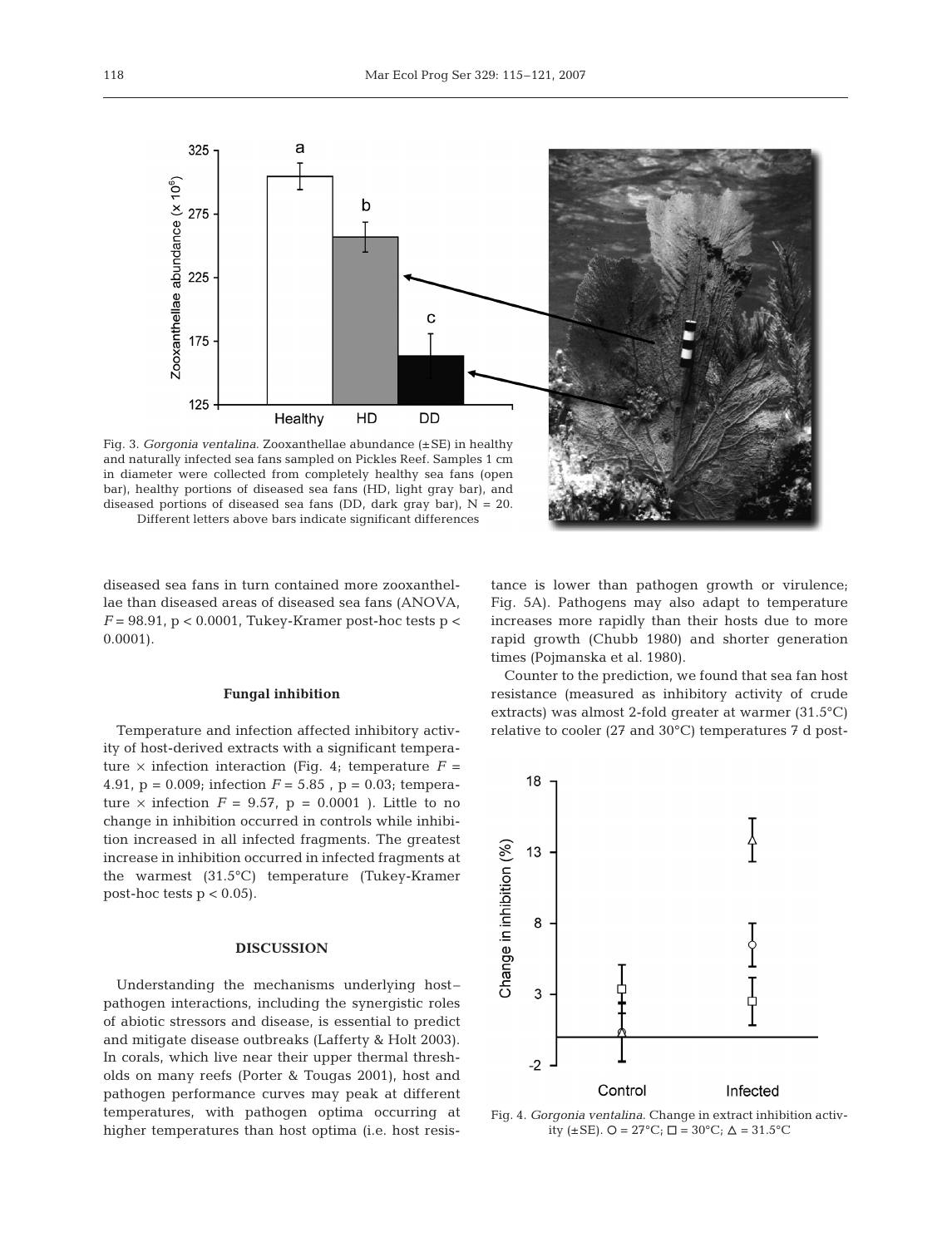Fig. 3. *Gorgonia ventalina*. Zooxanthellae abundance (±SE) in healthy and naturally infected sea fans sampled on Pickles Reef. Samples 1 cm in diameter were collected from completely healthy sea fans (open bar), healthy portions of diseased sea fans (HD, light gray bar), and diseased portions of diseased sea fans (DD, dark gray bar), N = 20. Different letters above bars indicate significant differences

diseased sea fans in turn contained more zooxanthellae than diseased areas of diseased sea fans (ANOVA, $F = 98.91$, $p < 0.0001$, Tukey-Kramer post-hoc tests $p < 0.0001$).

### Fungal inhibition

Temperature and infection affected inhibitory activity of host-derived extracts with a significant temperature × infection interaction (Fig. 4; temperature $F = 4.91$, $p = 0.009$; infection $F = 5.85$ , $p = 0.03$; temperature × infection $F = 9.57$, $p = 0.0001$ ). Little to no change in inhibition occurred in controls while inhibition increased in all infected fragments. The greatest increase in inhibition occurred in infected fragments at the warmest (31.5°C) temperature (Tukey-Kramer post-hoc tests $p < 0.05$).

## DISCUSSION

Understanding the mechanisms underlying host–pathogen interactions, including the synergistic roles of abiotic stressors and disease, is essential to predict and mitigate disease outbreaks (Lafferty & Holt 2003). In corals, which live near their upper thermal thresholds on many reefs (Porter & Tougas 2001), host and pathogen performance curves may peak at different temperatures, with pathogen optima occurring at higher temperatures than host optima (i.e. host resistance is lower than pathogen growth or virulence; Fig. 5A). Pathogens may also adapt to temperature increases more rapidly than their hosts due to more rapid growth (Chubb 1980) and shorter generation times (Pojmanska et al. 1980).

Counter to the prediction, we found that sea fan host resistance (measured as inhibitory activity of crude extracts) was almost 2-fold greater at warmer (31.5°C) relative to cooler (27 and 30°C) temperatures 7 d post-

Fig. 4. *Gorgonia ventalina*. Change in extract inhibition activity (±SE). ○ = 27°C; □ = 30°C; △ = 31.5°C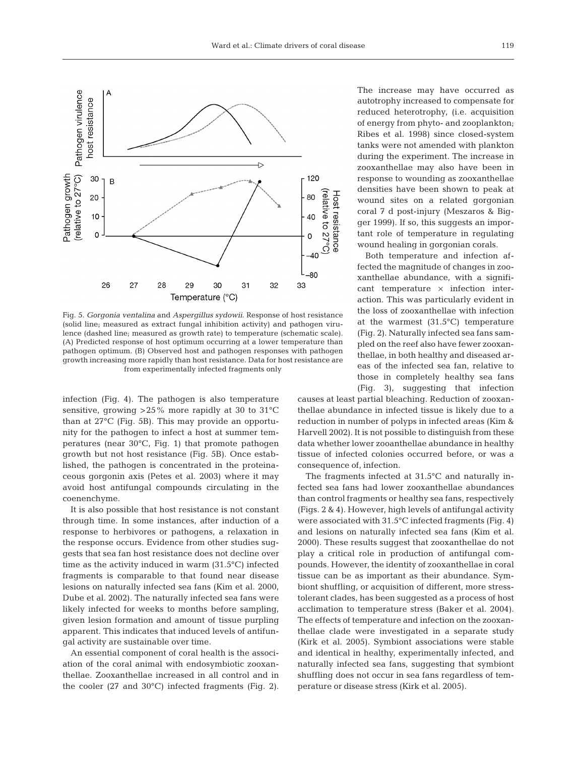Fig. 5. *Gorgonia ventalina* and *Aspergillus sydowii*. Response of host resistance (solid line; measured as extract fungal inhibition activity) and pathogen virulence (dashed line; measured as growth rate) to temperature (schematic scale). (A) Predicted response of host optimum occurring at a lower temperature than pathogen optimum. (B) Observed host and pathogen responses with pathogen growth increasing more rapidly than host resistance. Data for host resistance are from experimentally infected fragments only

infection (Fig. 4). The pathogen is also temperature sensitive, growing >25% more rapidly at 30 to 31°C than at 27°C (Fig. 5B). This may provide an opportunity for the pathogen to infect a host at summer temperatures (near 30°C, Fig. 1) that promote pathogen growth but not host resistance (Fig. 5B). Once established, the pathogen is concentrated in the proteinaceous gorgonin axis (Petes et al. 2003) where it may avoid host antifungal compounds circulating in the coenenchyme.

It is also possible that host resistance is not constant through time. In some instances, after induction of a response to herbivores or pathogens, a relaxation in the response occurs. Evidence from other studies suggests that sea fan host resistance does not decline over time as the activity induced in warm (31.5°C) infected fragments is comparable to that found near disease lesions on naturally infected sea fans (Kim et al. 2000, Dube et al. 2002). The naturally infected sea fans were likely infected for weeks to months before sampling, given lesion formation and amount of tissue purpling apparent. This indicates that induced levels of antifungal activity are sustainable over time.

An essential component of coral health is the association of the coral animal with endosymbiotic zooxanthellae. Zooxanthellae increased in all control and in the cooler (27 and 30°C) infected fragments (Fig. 2). The increase may have occurred as autotrophy increased to compensate for reduced heterotrophy, (i.e. acquisition of energy from phyto- and zooplankton; Ribes et al. 1998) since closed-system tanks were not amended with plankton during the experiment. The increase in zooxanthellae may also have been in response to wounding as zooxanthellae densities have been shown to peak at wound sites on a related gorgonian coral 7 d post-injury (Meszaros & Bigger 1999). If so, this suggests an important role of temperature in regulating wound healing in gorgonian corals.

Both temperature and infection affected the magnitude of changes in zooxanthellae abundance, with a significant temperature × infection interaction. This was particularly evident in the loss of zooxanthellae with infection at the warmest (31.5°C) temperature (Fig. 2). Naturally infected sea fans sampled on the reef also have fewer zooxanthellae, in both healthy and diseased areas of the infected sea fan, relative to those in completely healthy sea fans (Fig. 3), suggesting that infection causes at least partial bleaching. Reduction of zooxanthellae abundance in infected tissue is likely due to a reduction in number of polyps in infected areas (Kim & Harvell 2002). It is not possible to distinguish from these data whether lower zooanthellae abundance in healthy tissue of infected colonies occurred before, or was a consequence of, infection.

The fragments infected at 31.5°C and naturally infected sea fans had lower zooxanthellae abundances than control fragments or healthy sea fans, respectively (Figs. 2 & 4). However, high levels of antifungal activity were associated with 31.5°C infected fragments (Fig. 4) and lesions on naturally infected sea fans (Kim et al. 2000). These results suggest that zooxanthellae do not play a critical role in production of antifungal compounds. However, the identity of zooxanthellae in coral tissue can be as important as their abundance. Symbiont shuffling, or acquisition of different, more stress-tolerant clades, has been suggested as a process of host acclimation to temperature stress (Baker et al. 2004). The effects of temperature and infection on the zooxanthellae clade were investigated in a separate study (Kirk et al. 2005). Symbiont associations were stable and identical in healthy, experimentally infected, and naturally infected sea fans, suggesting that symbiont shuffling does not occur in sea fans regardless of temperature or disease stress (Kirk et al. 2005).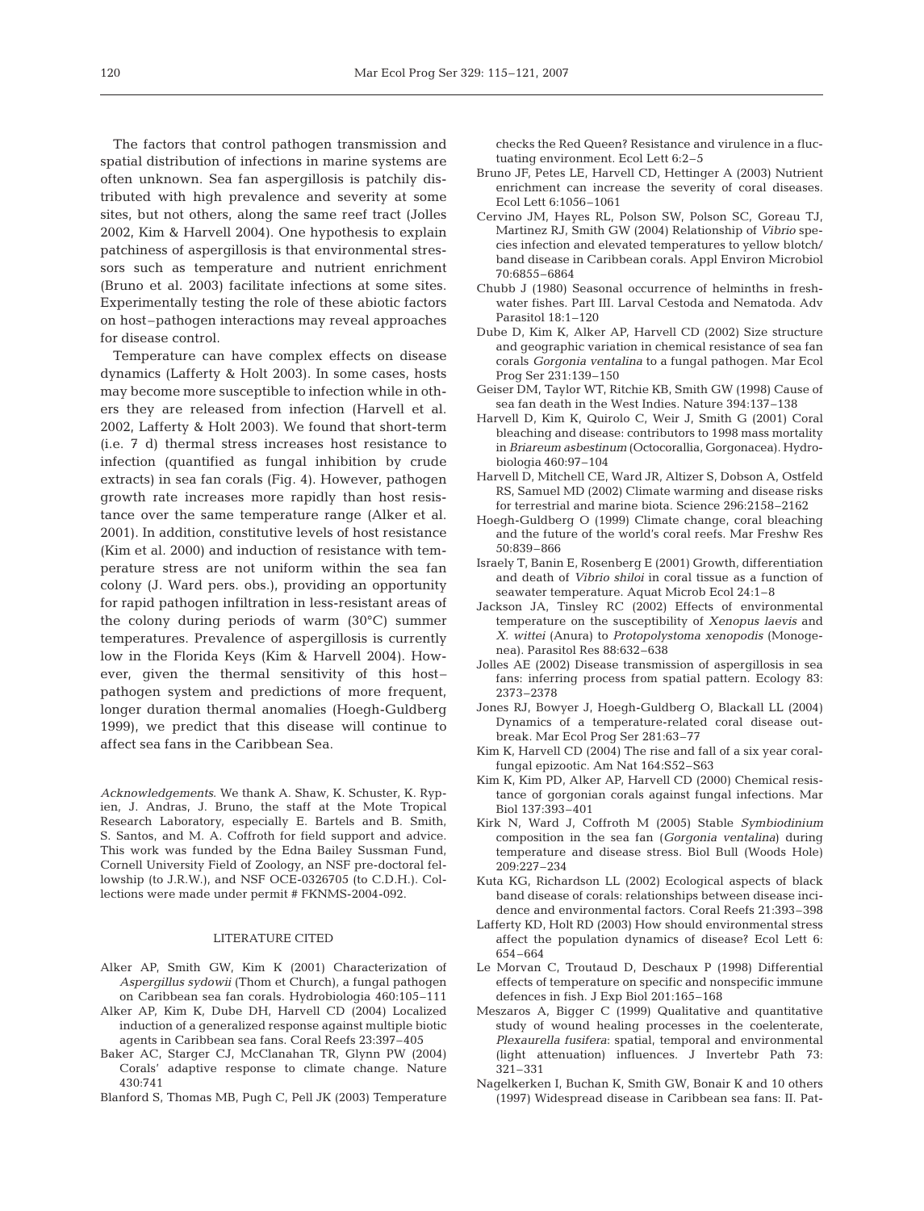The factors that control pathogen transmission and spatial distribution of infections in marine systems are often unknown. Sea fan aspergillosis is patchily distributed with high prevalence and severity at some sites, but not others, along the same reef tract (Jolles 2002, Kim & Harvell 2004). One hypothesis to explain patchiness of aspergillosis is that environmental stressors such as temperature and nutrient enrichment (Bruno et al. 2003) facilitate infections at some sites. Experimentally testing the role of these abiotic factors on host–pathogen interactions may reveal approaches for disease control.

Temperature can have complex effects on disease dynamics (Lafferty & Holt 2003). In some cases, hosts may become more susceptible to infection while in others they are released from infection (Harvell et al. 2002, Lafferty & Holt 2003). We found that short-term (i.e. 7 d) thermal stress increases host resistance to infection (quantified as fungal inhibition by crude extracts) in sea fan corals (Fig. 4). However, pathogen growth rate increases more rapidly than host resistance over the same temperature range (Alker et al. 2001). In addition, constitutive levels of host resistance (Kim et al. 2000) and induction of resistance with temperature stress are not uniform within the sea fan colony (J. Ward pers. obs.), providing an opportunity for rapid pathogen infiltration in less-resistant areas of the colony during periods of warm (30°C) summer temperatures. Prevalence of aspergillosis is currently low in the Florida Keys (Kim & Harvell 2004). However, given the thermal sensitivity of this host–pathogen system and predictions of more frequent, longer duration thermal anomalies (Hoegh-Guldberg 1999), we predict that this disease will continue to affect sea fans in the Caribbean Sea.

*Acknowledgements.* We thank A. Shaw, K. Schuster, K. Rypien, J. Andras, J. Bruno, the staff at the Mote Tropical Research Laboratory, especially E. Bartels and B. Smith, S. Santos, and M. A. Coffroth for field support and advice. This work was funded by the Edna Bailey Sussman Fund, Cornell University Field of Zoology, an NSF pre-doctoral fellowship (to J.R.W.), and NSF OCE-0326705 (to C.D.H.). Collections were made under permit # FKNMS-2004-092.

## LITERATURE CITED

Alker AP, Smith GW, Kim K (2001) Characterization of *Aspergillus sydowii* (Thom et Church), a fungal pathogen on Caribbean sea fan corals. Hydrobiologia 460:105–111

Alker AP, Kim K, Dube DH, Harvell CD (2004) Localized induction of a generalized response against multiple biotic agents in Caribbean sea fans. Coral Reefs 23:397–405

Baker AC, Starger CJ, McClanahan TR, Glynn PW (2004) Corals' adaptive response to climate change. Nature 430:741

Blanford S, Thomas MB, Pugh C, Pell JK (2003) Temperature checks the Red Queen? Resistance and virulence in a fluctuating environment. Ecol Lett 6:2–5

Bruno JF, Petes LE, Harvell CD, Hettinger A (2003) Nutrient enrichment can increase the severity of coral diseases. Ecol Lett 6:1056–1061

Cervino JM, Hayes RL, Polson SW, Polson SC, Goreau TJ, Martinez RJ, Smith GW (2004) Relationship of *Vibrio* species infection and elevated temperatures to yellow blotch/band disease in Caribbean corals. Appl Environ Microbiol 70:6855–6864

Chubb J (1980) Seasonal occurrence of helminths in freshwater fishes. Part III. Larval Cestoda and Nematoda. Adv Parasitol 18:1–120

Dube D, Kim K, Alker AP, Harvell CD (2002) Size structure and geographic variation in chemical resistance of sea fan corals *Gorgonia ventalina* to a fungal pathogen. Mar Ecol Prog Ser 231:139–150

Geiser DM, Taylor WT, Ritchie KB, Smith GW (1998) Cause of sea fan death in the West Indies. Nature 394:137–138

Harvell D, Kim K, Quirolo C, Weir J, Smith G (2001) Coral bleaching and disease: contributors to 1998 mass mortality in *Briareum asbestinum* (Octocorallia, Gorgonacea). Hydrobiologia 460:97–104

Harvell D, Mitchell CE, Ward JR, Altizer S, Dobson A, Ostfeld RS, Samuel MD (2002) Climate warming and disease risks for terrestrial and marine biota. Science 296:2158–2162

Hoegh-Guldberg O (1999) Climate change, coral bleaching and the future of the world's coral reefs. Mar Freshw Res 50:839–866

Israely T, Banin E, Rosenberg E (2001) Growth, differentiation and death of *Vibrio shiloi* in coral tissue as a function of seawater temperature. Aquat Microb Ecol 24:1–8

Jackson JA, Tinsley RC (2002) Effects of environmental temperature on the susceptibility of *Xenopus laevis* and *X. wittei* (Anura) to *Protopolystoma xenopodis* (Monogenea). Parasitol Res 88:632–638

Jolles AE (2002) Disease transmission of aspergillosis in sea fans: inferring process from spatial pattern. Ecology 83: 2373–2378

Jones RJ, Bowyer J, Hoegh-Guldberg O, Blackall LL (2004) Dynamics of a temperature-related coral disease outbreak. Mar Ecol Prog Ser 281:63–77

Kim K, Harvell CD (2004) The rise and fall of a six year coral-fungal epizootic. Am Nat 164:S52–S63

Kim K, Kim PD, Alker AP, Harvell CD (2000) Chemical resistance of gorgonian corals against fungal infections. Mar Biol 137:393–401

Kirk N, Ward J, Coffroth M (2005) Stable *Symbiodinium* composition in the sea fan (*Gorgonia ventalina*) during temperature and disease stress. Biol Bull (Woods Hole) 209:227–234

Kuta KG, Richardson LL (2002) Ecological aspects of black band disease of corals: relationships between disease incidence and environmental factors. Coral Reefs 21:393–398

Lafferty KD, Holt RD (2003) How should environmental stress affect the population dynamics of disease? Ecol Lett 6: 654–664

Le Morvan C, Troutaud D, Deschaux P (1998) Differential effects of temperature on specific and nonspecific immune defences in fish. J Exp Biol 201:165–168

Meszaros A, Bigger C (1999) Qualitative and quantitative study of wound healing processes in the coelenterate, *Plexaurella fusifera*: spatial, temporal and environmental (light attenuation) influences. J Invertebr Path 73: 321–331

Nagelkerken I, Buchan K, Smith GW, Bonair K and 10 others (1997) Widespread disease in Caribbean sea fans: II. Pat-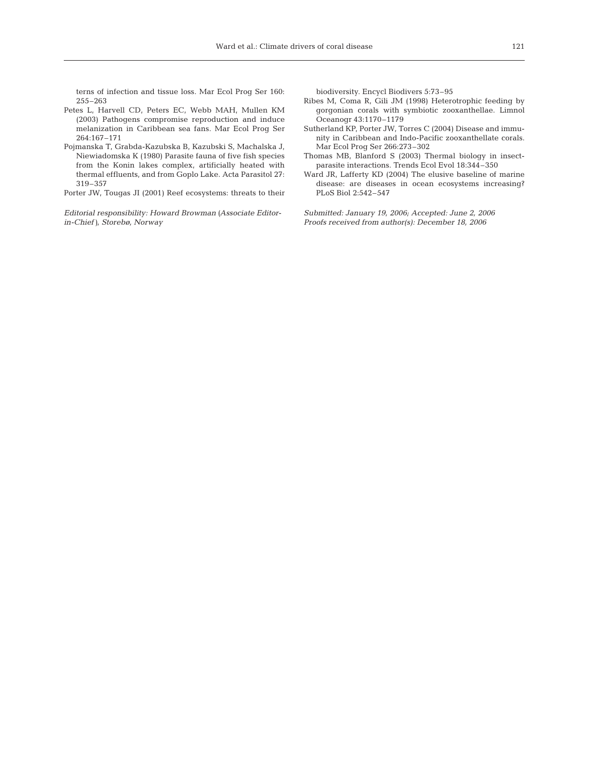terns of infection and tissue loss. Mar Ecol Prog Ser 160: 255–263

Petes L, Harvell CD, Peters EC, Webb MAH, Mullen KM (2003) Pathogens compromise reproduction and induce melanization in Caribbean sea fans. Mar Ecol Prog Ser 264:167–171

Pojmanska T, Grabda-Kazubska B, Kazubski S, Machalska J, Niewiadomska K (1980) Parasite fauna of five fish species from the Konin lakes complex, artificially heated with thermal effluents, and from Goplo Lake. Acta Parasitol 27: 319–357

Porter JW, Tougas JI (2001) Reef ecosystems: threats to their biodiversity. Encycl Biodivers 5:73–95

Ribes M, Coma R, Gili JM (1998) Heterotrophic feeding by gorgonian corals with symbiotic zooxanthellae. Limnol Oceanogr 43:1170–1179

Sutherland KP, Porter JW, Torres C (2004) Disease and immunity in Caribbean and Indo-Pacific zooxanthellate corals. Mar Ecol Prog Ser 266:273–302

Thomas MB, Blanford S (2003) Thermal biology in insect-parasite interactions. Trends Ecol Evol 18:344–350

Ward JR, Lafferty KD (2004) The elusive baseline of marine disease: are diseases in ocean ecosystems increasing? PLoS Biol 2:542–547

*Editorial responsibility: Howard Browman (Associate Editor-in-Chief), Storebø, Norway*

*Submitted: January 19, 2006; Accepted: June 2, 2006*
*Proofs received from author(s): December 18, 2006*